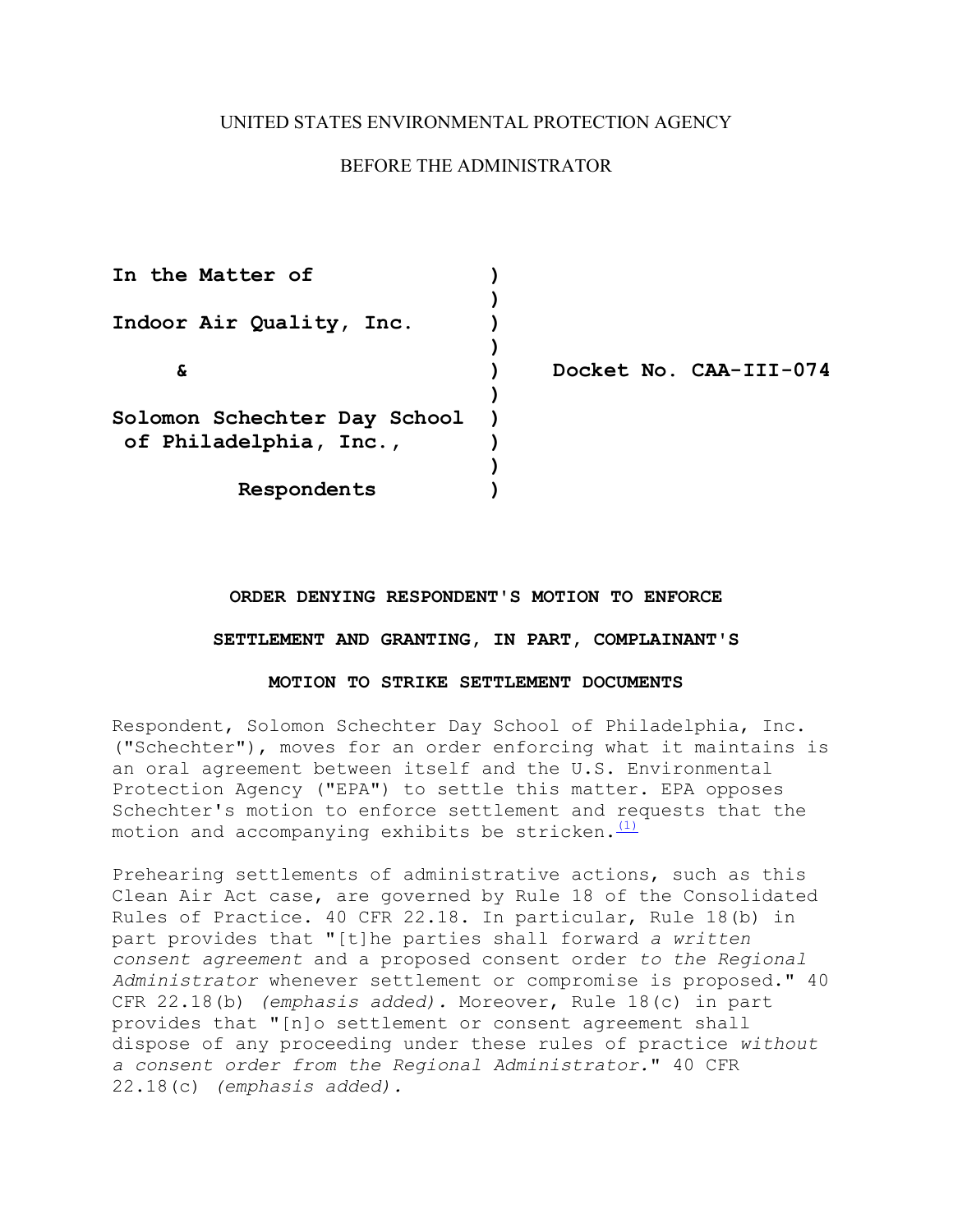UNITED STATES ENVIRONMENTAL PROTECTION AGENCY

BEFORE THE ADMINISTRATOR

| | | |
|---|---|---|
| **In the Matter of** | ) | |
| | ) | |
| **Indoor Air Quality, Inc.** | ) | |
| | ) | |
| **&** | ) | **Docket No. CAA-III-074** |
| | ) | |
| **Solomon Schechter Day School of Philadelphia, Inc.,** | ) | |
| | ) | |
| **Respondents** | ) | |

**ORDER DENYING RESPONDENT'S MOTION TO ENFORCE SETTLEMENT AND GRANTING, IN PART, COMPLAINANT'S MOTION TO STRIKE SETTLEMENT DOCUMENTS**

Respondent, Solomon Schechter Day School of Philadelphia, Inc. ("Schechter"), moves for an order enforcing what it maintains is an oral agreement between itself and the U.S. Environmental Protection Agency ("EPA") to settle this matter. EPA opposes Schechter's motion to enforce settlement and requests that the motion and accompanying exhibits be stricken.[(1)]

Prehearing settlements of administrative actions, such as this Clean Air Act case, are governed by Rule 18 of the Consolidated Rules of Practice. 40 CFR 22.18. In particular, Rule 18(b) in part provides that "[t]he parties shall forward *a written consent agreement* and a proposed consent order *to the Regional Administrator* whenever settlement or compromise is proposed." 40 CFR 22.18(b) *(emphasis added).* Moreover, Rule 18(c) in part provides that "[n]o settlement or consent agreement shall dispose of any proceeding under these rules of practice *without a consent order from the Regional Administrator.*" 40 CFR 22.18(c) *(emphasis added).*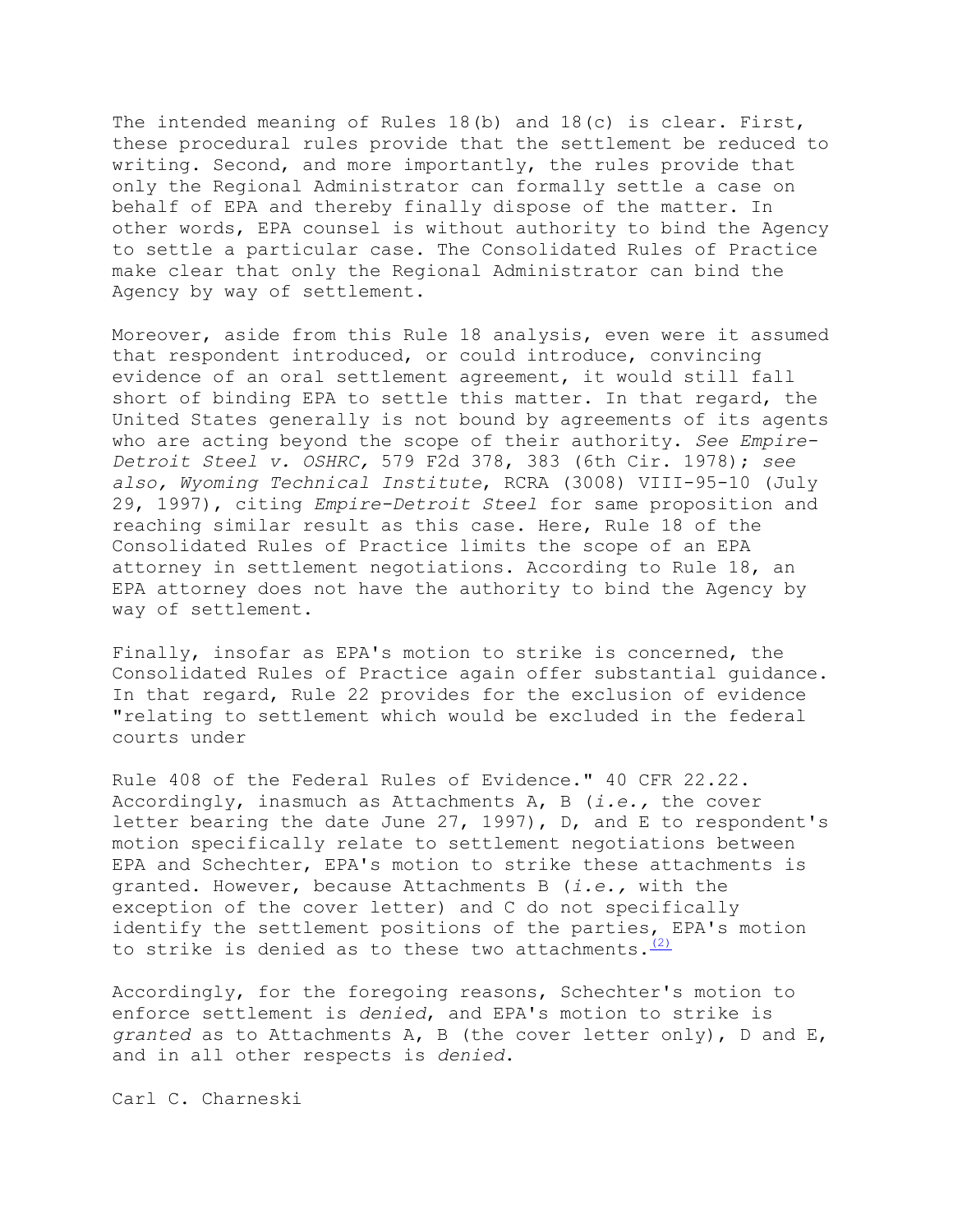The intended meaning of Rules 18(b) and 18(c) is clear. First, these procedural rules provide that the settlement be reduced to writing. Second, and more importantly, the rules provide that only the Regional Administrator can formally settle a case on behalf of EPA and thereby finally dispose of the matter. In other words, EPA counsel is without authority to bind the Agency to settle a particular case. The Consolidated Rules of Practice make clear that only the Regional Administrator can bind the Agency by way of settlement.

Moreover, aside from this Rule 18 analysis, even were it assumed that respondent introduced, or could introduce, convincing evidence of an oral settlement agreement, it would still fall short of binding EPA to settle this matter. In that regard, the United States generally is not bound by agreements of its agents who are acting beyond the scope of their authority. *See Empire-Detroit Steel v. OSHRC,* 579 F2d 378, 383 (6th Cir. 1978); *see also, Wyoming Technical Institute*, RCRA (3008) VIII-95-10 (July 29, 1997), citing *Empire-Detroit Steel* for same proposition and reaching similar result as this case. Here, Rule 18 of the Consolidated Rules of Practice limits the scope of an EPA attorney in settlement negotiations. According to Rule 18, an EPA attorney does not have the authority to bind the Agency by way of settlement.

Finally, insofar as EPA's motion to strike is concerned, the Consolidated Rules of Practice again offer substantial guidance. In that regard, Rule 22 provides for the exclusion of evidence "relating to settlement which would be excluded in the federal courts under Rule 408 of the Federal Rules of Evidence." 40 CFR 22.22. Accordingly, inasmuch as Attachments A, B (*i.e.,* the cover letter bearing the date June 27, 1997), D, and E to respondent's motion specifically relate to settlement negotiations between EPA and Schechter, EPA's motion to strike these attachments is granted. However, because Attachments B (*i.e.,* with the exception of the cover letter) and C do not specifically identify the settlement positions of the parties, EPA's motion to strike is denied as to these two attachments.[(2)]

Accordingly, for the foregoing reasons, Schechter's motion to enforce settlement is *denied*, and EPA's motion to strike is *granted* as to Attachments A, B (the cover letter only), D and E, and in all other respects is *denied*.

Carl C. Charneski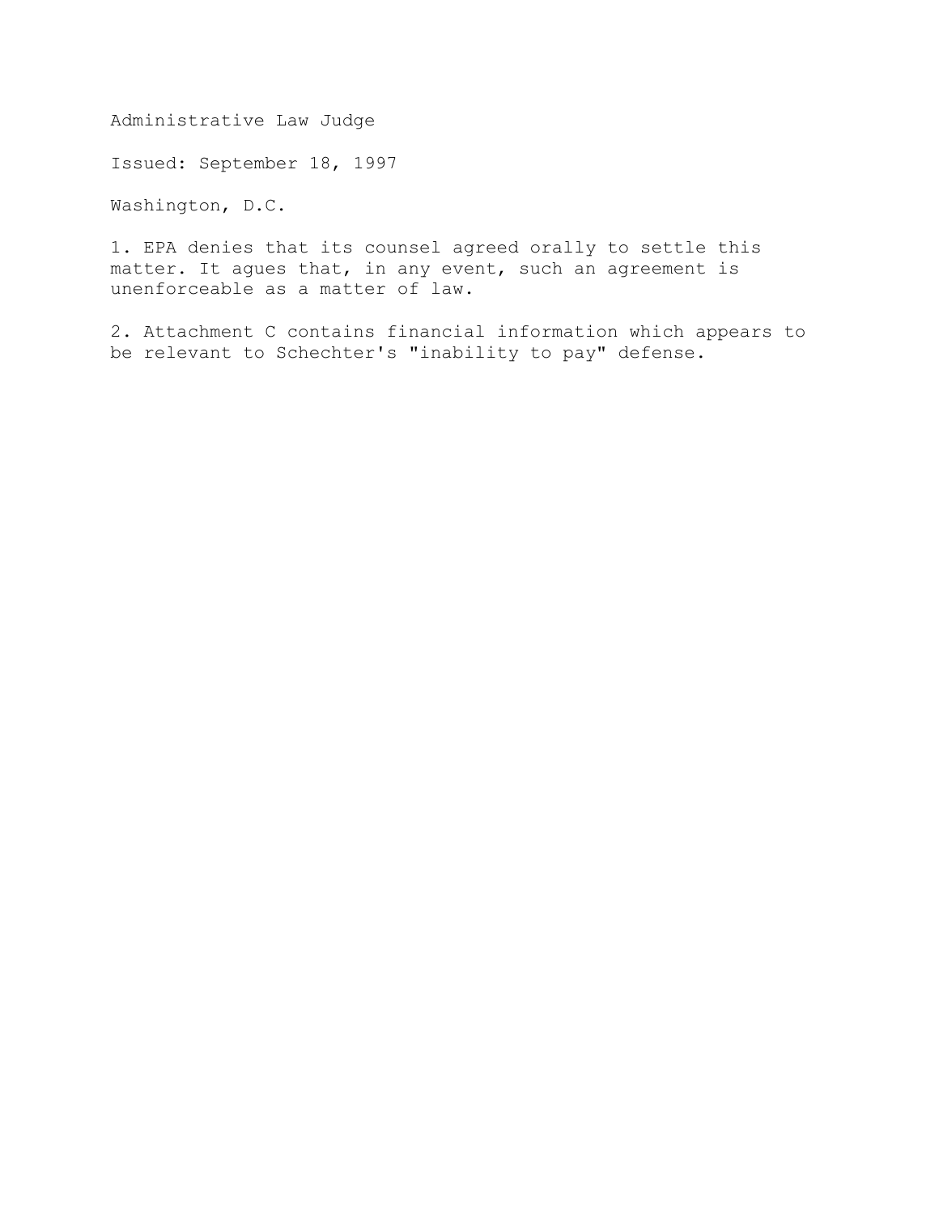Administrative Law Judge

Issued: September 18, 1997

Washington, D.C.

1. EPA denies that its counsel agreed orally to settle this matter. It agues that, in any event, such an agreement is unenforceable as a matter of law.

2. Attachment C contains financial information which appears to be relevant to Schechter's "inability to pay" defense.